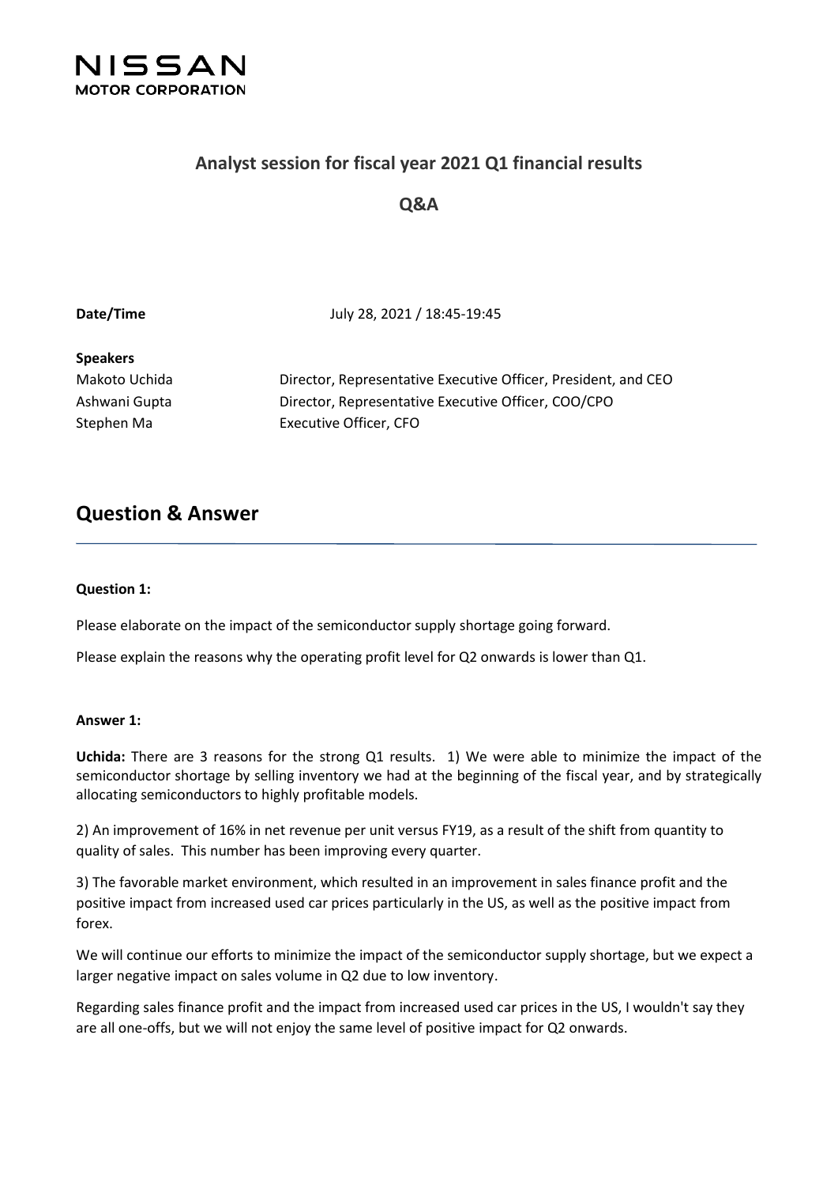NISSAN
MOTOR CORPORATION

## Analyst session for fiscal year 2021 Q1 financial results

## Q&A

**Date/Time** July 28, 2021 / 18:45-19:45

**Speakers**

| | |
|---|---|
| Makoto Uchida | Director, Representative Executive Officer, President, and CEO |
| Ashwani Gupta | Director, Representative Executive Officer, COO/CPO |
| Stephen Ma | Executive Officer, CFO |

# Question & Answer

**Question 1:**

Please elaborate on the impact of the semiconductor supply shortage going forward.

Please explain the reasons why the operating profit level for Q2 onwards is lower than Q1.

**Answer 1:**

**Uchida:** There are 3 reasons for the strong Q1 results. 1) We were able to minimize the impact of the semiconductor shortage by selling inventory we had at the beginning of the fiscal year, and by strategically allocating semiconductors to highly profitable models.

2) An improvement of 16% in net revenue per unit versus FY19, as a result of the shift from quantity to quality of sales. This number has been improving every quarter.

3) The favorable market environment, which resulted in an improvement in sales finance profit and the positive impact from increased used car prices particularly in the US, as well as the positive impact from forex.

We will continue our efforts to minimize the impact of the semiconductor supply shortage, but we expect a larger negative impact on sales volume in Q2 due to low inventory.

Regarding sales finance profit and the impact from increased used car prices in the US, I wouldn't say they are all one-offs, but we will not enjoy the same level of positive impact for Q2 onwards.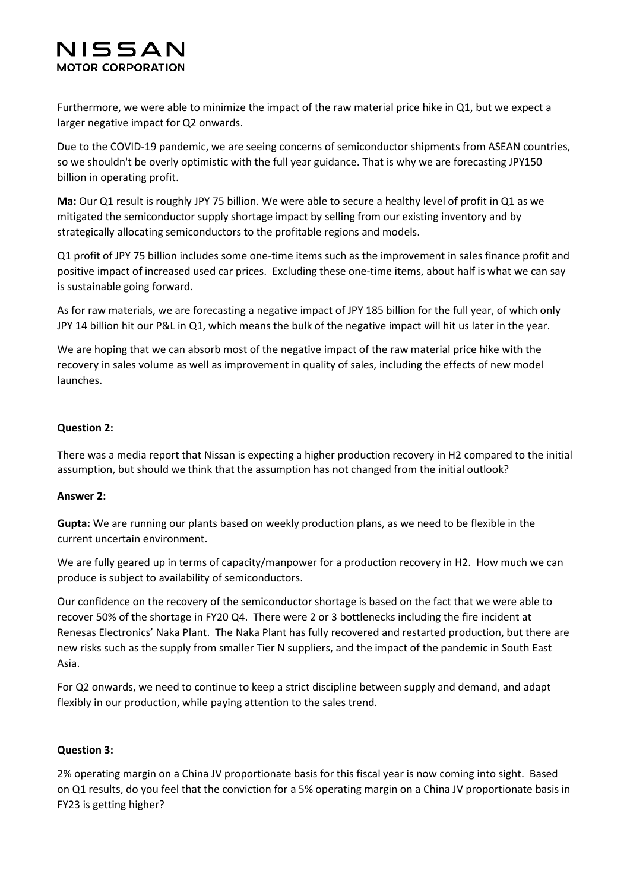Furthermore, we were able to minimize the impact of the raw material price hike in Q1, but we expect a larger negative impact for Q2 onwards.

Due to the COVID-19 pandemic, we are seeing concerns of semiconductor shipments from ASEAN countries, so we shouldn't be overly optimistic with the full year guidance. That is why we are forecasting JPY150 billion in operating profit.

**Ma:** Our Q1 result is roughly JPY 75 billion. We were able to secure a healthy level of profit in Q1 as we mitigated the semiconductor supply shortage impact by selling from our existing inventory and by strategically allocating semiconductors to the profitable regions and models.

Q1 profit of JPY 75 billion includes some one-time items such as the improvement in sales finance profit and positive impact of increased used car prices. Excluding these one-time items, about half is what we can say is sustainable going forward.

As for raw materials, we are forecasting a negative impact of JPY 185 billion for the full year, of which only JPY 14 billion hit our P&L in Q1, which means the bulk of the negative impact will hit us later in the year.

We are hoping that we can absorb most of the negative impact of the raw material price hike with the recovery in sales volume as well as improvement in quality of sales, including the effects of new model launches.

**Question 2:**

There was a media report that Nissan is expecting a higher production recovery in H2 compared to the initial assumption, but should we think that the assumption has not changed from the initial outlook?

**Answer 2:**

**Gupta:** We are running our plants based on weekly production plans, as we need to be flexible in the current uncertain environment.

We are fully geared up in terms of capacity/manpower for a production recovery in H2. How much we can produce is subject to availability of semiconductors.

Our confidence on the recovery of the semiconductor shortage is based on the fact that we were able to recover 50% of the shortage in FY20 Q4. There were 2 or 3 bottlenecks including the fire incident at Renesas Electronics' Naka Plant. The Naka Plant has fully recovered and restarted production, but there are new risks such as the supply from smaller Tier N suppliers, and the impact of the pandemic in South East Asia.

For Q2 onwards, we need to continue to keep a strict discipline between supply and demand, and adapt flexibly in our production, while paying attention to the sales trend.

**Question 3:**

2% operating margin on a China JV proportionate basis for this fiscal year is now coming into sight. Based on Q1 results, do you feel that the conviction for a 5% operating margin on a China JV proportionate basis in FY23 is getting higher?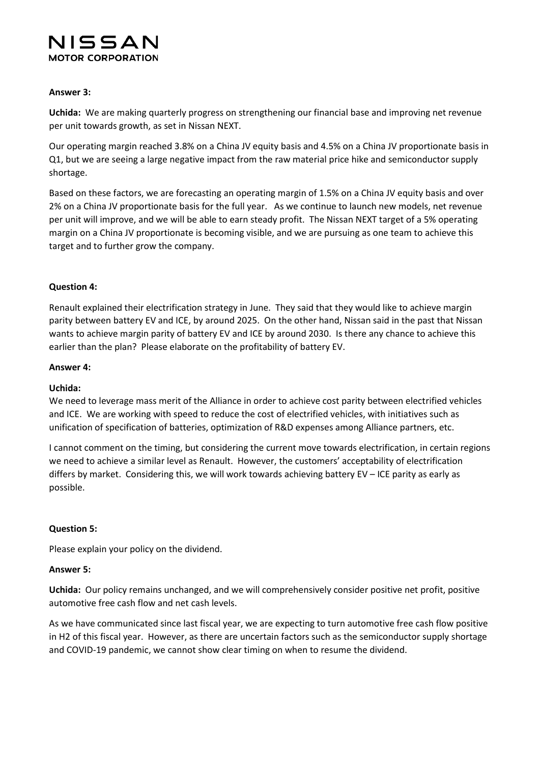**Answer 3:**

**Uchida:** We are making quarterly progress on strengthening our financial base and improving net revenue per unit towards growth, as set in Nissan NEXT.

Our operating margin reached 3.8% on a China JV equity basis and 4.5% on a China JV proportionate basis in Q1, but we are seeing a large negative impact from the raw material price hike and semiconductor supply shortage.

Based on these factors, we are forecasting an operating margin of 1.5% on a China JV equity basis and over 2% on a China JV proportionate basis for the full year. As we continue to launch new models, net revenue per unit will improve, and we will be able to earn steady profit. The Nissan NEXT target of a 5% operating margin on a China JV proportionate is becoming visible, and we are pursuing as one team to achieve this target and to further grow the company.

**Question 4:**

Renault explained their electrification strategy in June. They said that they would like to achieve margin parity between battery EV and ICE, by around 2025. On the other hand, Nissan said in the past that Nissan wants to achieve margin parity of battery EV and ICE by around 2030. Is there any chance to achieve this earlier than the plan? Please elaborate on the profitability of battery EV.

**Answer 4:**

**Uchida:**
We need to leverage mass merit of the Alliance in order to achieve cost parity between electrified vehicles and ICE. We are working with speed to reduce the cost of electrified vehicles, with initiatives such as unification of specification of batteries, optimization of R&D expenses among Alliance partners, etc.

I cannot comment on the timing, but considering the current move towards electrification, in certain regions we need to achieve a similar level as Renault. However, the customers' acceptability of electrification differs by market. Considering this, we will work towards achieving battery EV – ICE parity as early as possible.

**Question 5:**

Please explain your policy on the dividend.

**Answer 5:**

**Uchida:** Our policy remains unchanged, and we will comprehensively consider positive net profit, positive automotive free cash flow and net cash levels.

As we have communicated since last fiscal year, we are expecting to turn automotive free cash flow positive in H2 of this fiscal year. However, as there are uncertain factors such as the semiconductor supply shortage and COVID-19 pandemic, we cannot show clear timing on when to resume the dividend.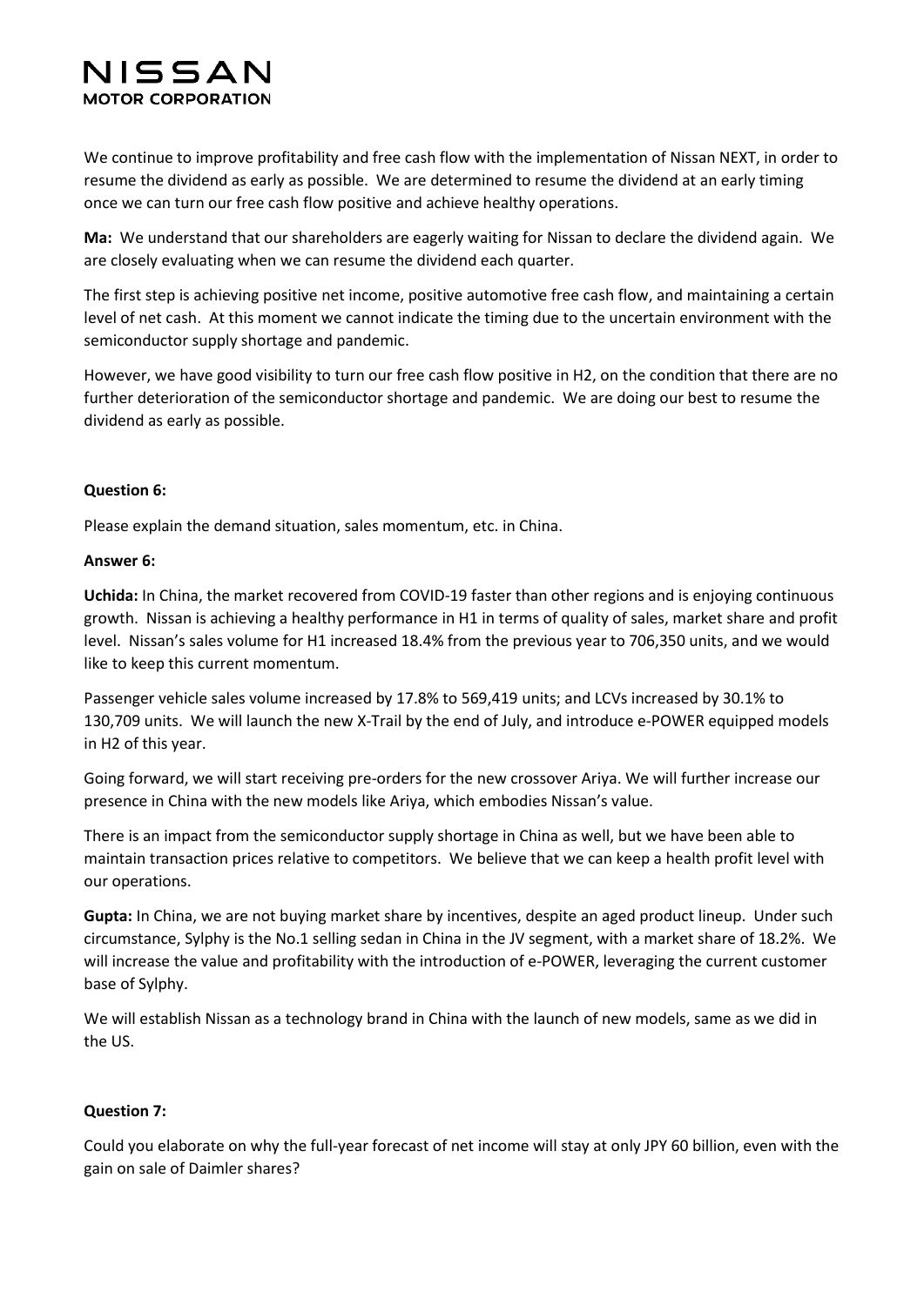We continue to improve profitability and free cash flow with the implementation of Nissan NEXT, in order to resume the dividend as early as possible. We are determined to resume the dividend at an early timing once we can turn our free cash flow positive and achieve healthy operations.

**Ma:** We understand that our shareholders are eagerly waiting for Nissan to declare the dividend again. We are closely evaluating when we can resume the dividend each quarter.

The first step is achieving positive net income, positive automotive free cash flow, and maintaining a certain level of net cash. At this moment we cannot indicate the timing due to the uncertain environment with the semiconductor supply shortage and pandemic.

However, we have good visibility to turn our free cash flow positive in H2, on the condition that there are no further deterioration of the semiconductor shortage and pandemic. We are doing our best to resume the dividend as early as possible.

**Question 6:**

Please explain the demand situation, sales momentum, etc. in China.

**Answer 6:**

**Uchida:** In China, the market recovered from COVID-19 faster than other regions and is enjoying continuous growth. Nissan is achieving a healthy performance in H1 in terms of quality of sales, market share and profit level. Nissan's sales volume for H1 increased 18.4% from the previous year to 706,350 units, and we would like to keep this current momentum.

Passenger vehicle sales volume increased by 17.8% to 569,419 units; and LCVs increased by 30.1% to 130,709 units. We will launch the new X-Trail by the end of July, and introduce e-POWER equipped models in H2 of this year.

Going forward, we will start receiving pre-orders for the new crossover Ariya. We will further increase our presence in China with the new models like Ariya, which embodies Nissan's value.

There is an impact from the semiconductor supply shortage in China as well, but we have been able to maintain transaction prices relative to competitors. We believe that we can keep a health profit level with our operations.

**Gupta:** In China, we are not buying market share by incentives, despite an aged product lineup. Under such circumstance, Sylphy is the No.1 selling sedan in China in the JV segment, with a market share of 18.2%. We will increase the value and profitability with the introduction of e-POWER, leveraging the current customer base of Sylphy.

We will establish Nissan as a technology brand in China with the launch of new models, same as we did in the US.

**Question 7:**

Could you elaborate on why the full-year forecast of net income will stay at only JPY 60 billion, even with the gain on sale of Daimler shares?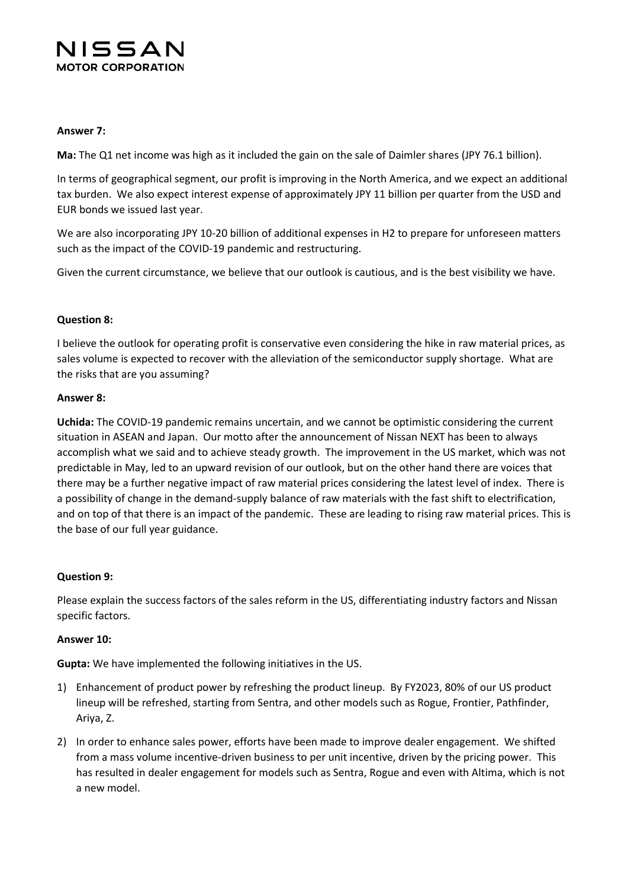**Answer 7:**

**Ma:** The Q1 net income was high as it included the gain on the sale of Daimler shares (JPY 76.1 billion).

In terms of geographical segment, our profit is improving in the North America, and we expect an additional tax burden. We also expect interest expense of approximately JPY 11 billion per quarter from the USD and EUR bonds we issued last year.

We are also incorporating JPY 10-20 billion of additional expenses in H2 to prepare for unforeseen matters such as the impact of the COVID-19 pandemic and restructuring.

Given the current circumstance, we believe that our outlook is cautious, and is the best visibility we have.

**Question 8:**

I believe the outlook for operating profit is conservative even considering the hike in raw material prices, as sales volume is expected to recover with the alleviation of the semiconductor supply shortage. What are the risks that are you assuming?

**Answer 8:**

**Uchida:** The COVID-19 pandemic remains uncertain, and we cannot be optimistic considering the current situation in ASEAN and Japan. Our motto after the announcement of Nissan NEXT has been to always accomplish what we said and to achieve steady growth. The improvement in the US market, which was not predictable in May, led to an upward revision of our outlook, but on the other hand there are voices that there may be a further negative impact of raw material prices considering the latest level of index. There is a possibility of change in the demand-supply balance of raw materials with the fast shift to electrification, and on top of that there is an impact of the pandemic. These are leading to rising raw material prices. This is the base of our full year guidance.

**Question 9:**

Please explain the success factors of the sales reform in the US, differentiating industry factors and Nissan specific factors.

**Answer 10:**

**Gupta:** We have implemented the following initiatives in the US.

1) Enhancement of product power by refreshing the product lineup. By FY2023, 80% of our US product lineup will be refreshed, starting from Sentra, and other models such as Rogue, Frontier, Pathfinder, Ariya, Z.
2) In order to enhance sales power, efforts have been made to improve dealer engagement. We shifted from a mass volume incentive-driven business to per unit incentive, driven by the pricing power. This has resulted in dealer engagement for models such as Sentra, Rogue and even with Altima, which is not a new model.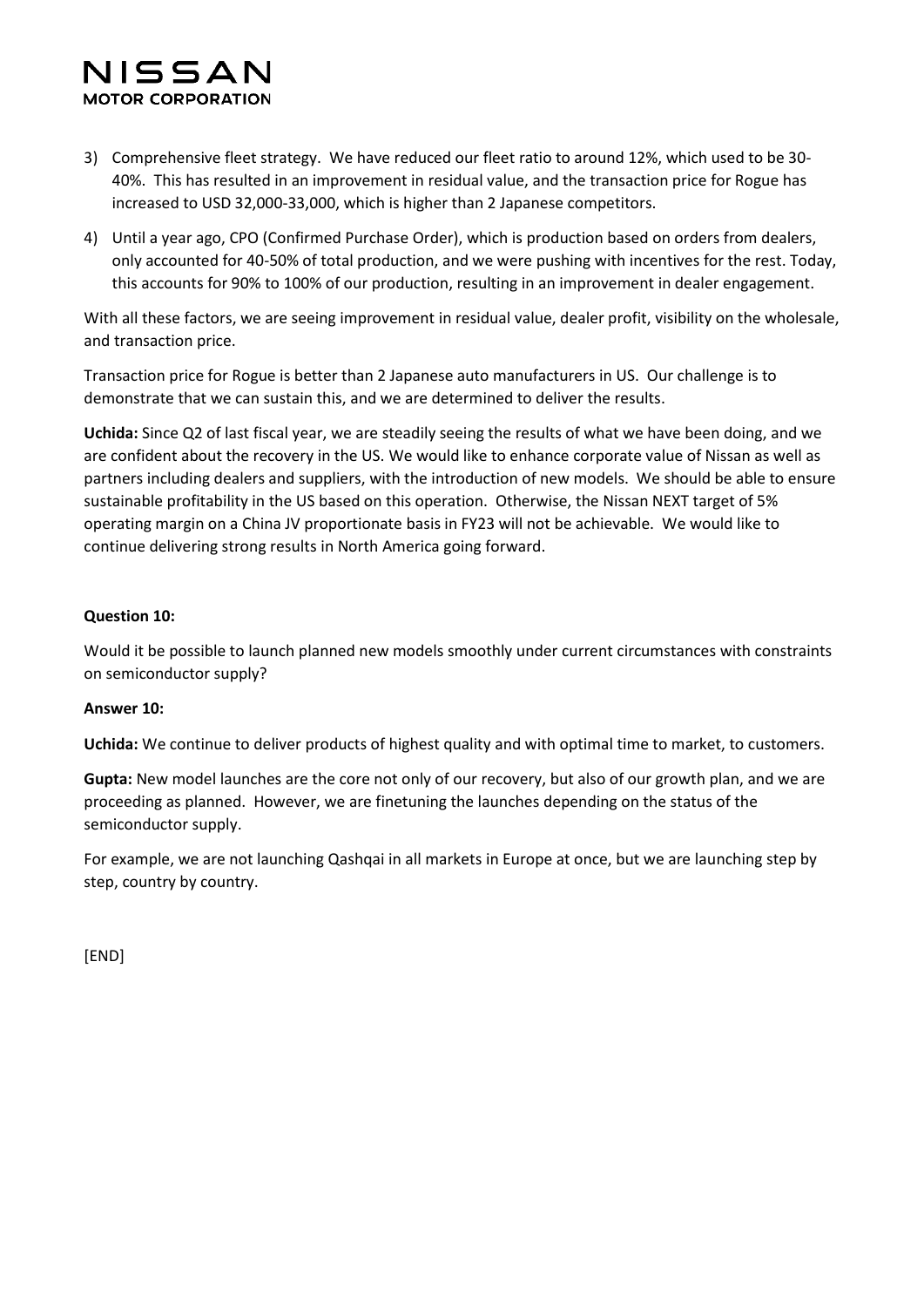3) Comprehensive fleet strategy. We have reduced our fleet ratio to around 12%, which used to be 30-40%. This has resulted in an improvement in residual value, and the transaction price for Rogue has increased to USD 32,000-33,000, which is higher than 2 Japanese competitors.
4) Until a year ago, CPO (Confirmed Purchase Order), which is production based on orders from dealers, only accounted for 40-50% of total production, and we were pushing with incentives for the rest. Today, this accounts for 90% to 100% of our production, resulting in an improvement in dealer engagement.

With all these factors, we are seeing improvement in residual value, dealer profit, visibility on the wholesale, and transaction price.

Transaction price for Rogue is better than 2 Japanese auto manufacturers in US. Our challenge is to demonstrate that we can sustain this, and we are determined to deliver the results.

**Uchida:** Since Q2 of last fiscal year, we are steadily seeing the results of what we have been doing, and we are confident about the recovery in the US. We would like to enhance corporate value of Nissan as well as partners including dealers and suppliers, with the introduction of new models. We should be able to ensure sustainable profitability in the US based on this operation. Otherwise, the Nissan NEXT target of 5% operating margin on a China JV proportionate basis in FY23 will not be achievable. We would like to continue delivering strong results in North America going forward.

**Question 10:**

Would it be possible to launch planned new models smoothly under current circumstances with constraints on semiconductor supply?

**Answer 10:**

**Uchida:** We continue to deliver products of highest quality and with optimal time to market, to customers.

**Gupta:** New model launches are the core not only of our recovery, but also of our growth plan, and we are proceeding as planned. However, we are finetuning the launches depending on the status of the semiconductor supply.

For example, we are not launching Qashqai in all markets in Europe at once, but we are launching step by step, country by country.

[END]